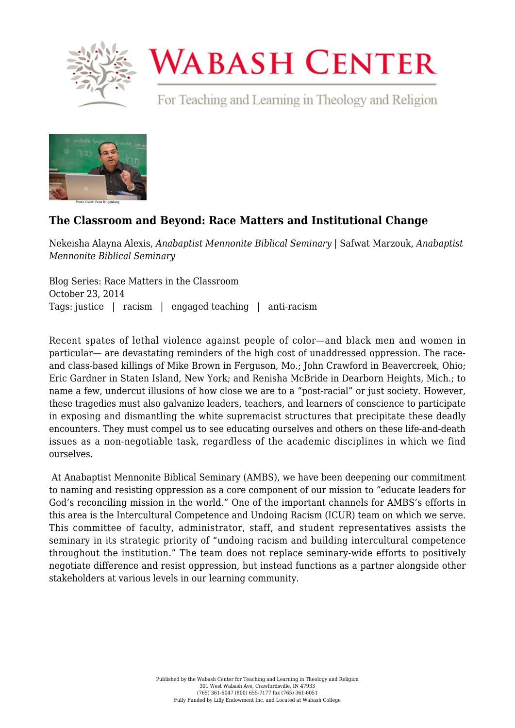# The Classroom and Beyond: Race Matters and Institutional Change

Nekeisha Alayna Alexis, *Anabaptist Mennonite Biblical Seminary* | Safwat Marzouk, *Anabaptist Mennonite Biblical Seminary*

Blog Series: Race Matters in the Classroom
October 23, 2014
Tags: justice | racism | engaged teaching | anti-racism

Recent spates of lethal violence against people of color—and black men and women in particular— are devastating reminders of the high cost of unaddressed oppression. The race- and class-based killings of Mike Brown in Ferguson, Mo.; John Crawford in Beavercreek, Ohio; Eric Gardner in Staten Island, New York; and Renisha McBride in Dearborn Heights, Mich.; to name a few, undercut illusions of how close we are to a "post-racial" or just society. However, these tragedies must also galvanize leaders, teachers, and learners of conscience to participate in exposing and dismantling the white supremacist structures that precipitate these deadly encounters. They must compel us to see educating ourselves and others on these life-and-death issues as a non-negotiable task, regardless of the academic disciplines in which we find ourselves.

At Anabaptist Mennonite Biblical Seminary (AMBS), we have been deepening our commitment to naming and resisting oppression as a core component of our mission to "educate leaders for God's reconciling mission in the world." One of the important channels for AMBS's efforts in this area is the Intercultural Competence and Undoing Racism (ICUR) team on which we serve. This committee of faculty, administrator, staff, and student representatives assists the seminary in its strategic priority of "undoing racism and building intercultural competence throughout the institution." The team does not replace seminary-wide efforts to positively negotiate difference and resist oppression, but instead functions as a partner alongside other stakeholders at various levels in our learning community.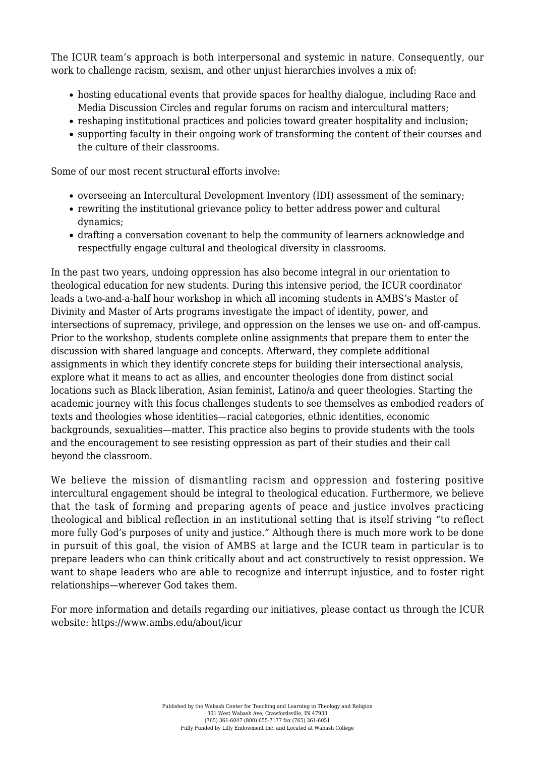The ICUR team's approach is both interpersonal and systemic in nature. Consequently, our work to challenge racism, sexism, and other unjust hierarchies involves a mix of:

- hosting educational events that provide spaces for healthy dialogue, including Race and Media Discussion Circles and regular forums on racism and intercultural matters;
- reshaping institutional practices and policies toward greater hospitality and inclusion;
- supporting faculty in their ongoing work of transforming the content of their courses and the culture of their classrooms.

Some of our most recent structural efforts involve:

- overseeing an Intercultural Development Inventory (IDI) assessment of the seminary;
- rewriting the institutional grievance policy to better address power and cultural dynamics;
- drafting a conversation covenant to help the community of learners acknowledge and respectfully engage cultural and theological diversity in classrooms.

In the past two years, undoing oppression has also become integral in our orientation to theological education for new students. During this intensive period, the ICUR coordinator leads a two-and-a-half hour workshop in which all incoming students in AMBS's Master of Divinity and Master of Arts programs investigate the impact of identity, power, and intersections of supremacy, privilege, and oppression on the lenses we use on- and off-campus. Prior to the workshop, students complete online assignments that prepare them to enter the discussion with shared language and concepts. Afterward, they complete additional assignments in which they identify concrete steps for building their intersectional analysis, explore what it means to act as allies, and encounter theologies done from distinct social locations such as Black liberation, Asian feminist, Latino/a and queer theologies. Starting the academic journey with this focus challenges students to see themselves as embodied readers of texts and theologies whose identities—racial categories, ethnic identities, economic backgrounds, sexualities—matter. This practice also begins to provide students with the tools and the encouragement to see resisting oppression as part of their studies and their call beyond the classroom.

We believe the mission of dismantling racism and oppression and fostering positive intercultural engagement should be integral to theological education. Furthermore, we believe that the task of forming and preparing agents of peace and justice involves practicing theological and biblical reflection in an institutional setting that is itself striving "to reflect more fully God's purposes of unity and justice." Although there is much more work to be done in pursuit of this goal, the vision of AMBS at large and the ICUR team in particular is to prepare leaders who can think critically about and act constructively to resist oppression. We want to shape leaders who are able to recognize and interrupt injustice, and to foster right relationships—wherever God takes them.

For more information and details regarding our initiatives, please contact us through the ICUR website: https://www.ambs.edu/about/icur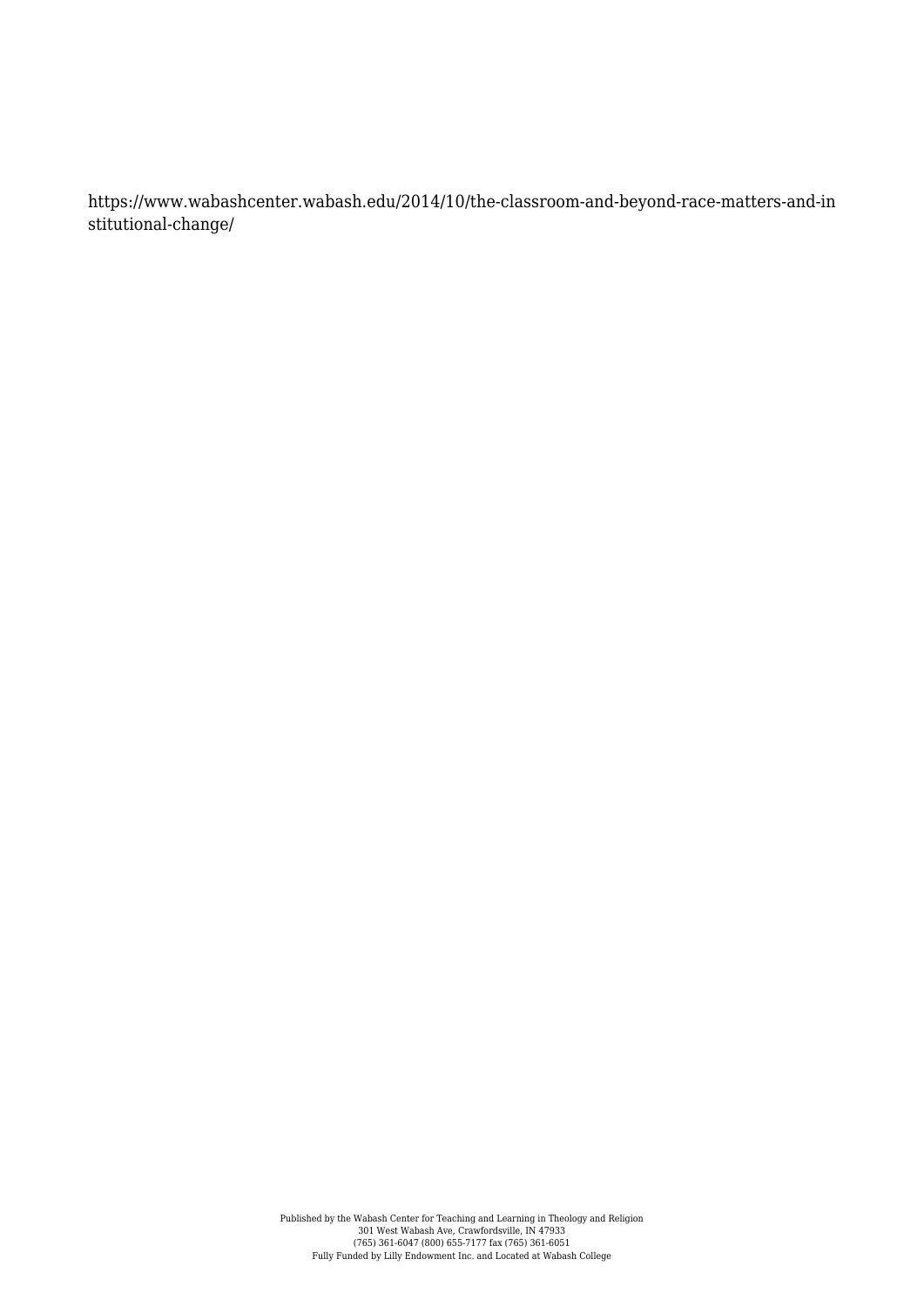https://www.wabashcenter.wabash.edu/2014/10/the-classroom-and-beyond-race-matters-and-institutional-change/